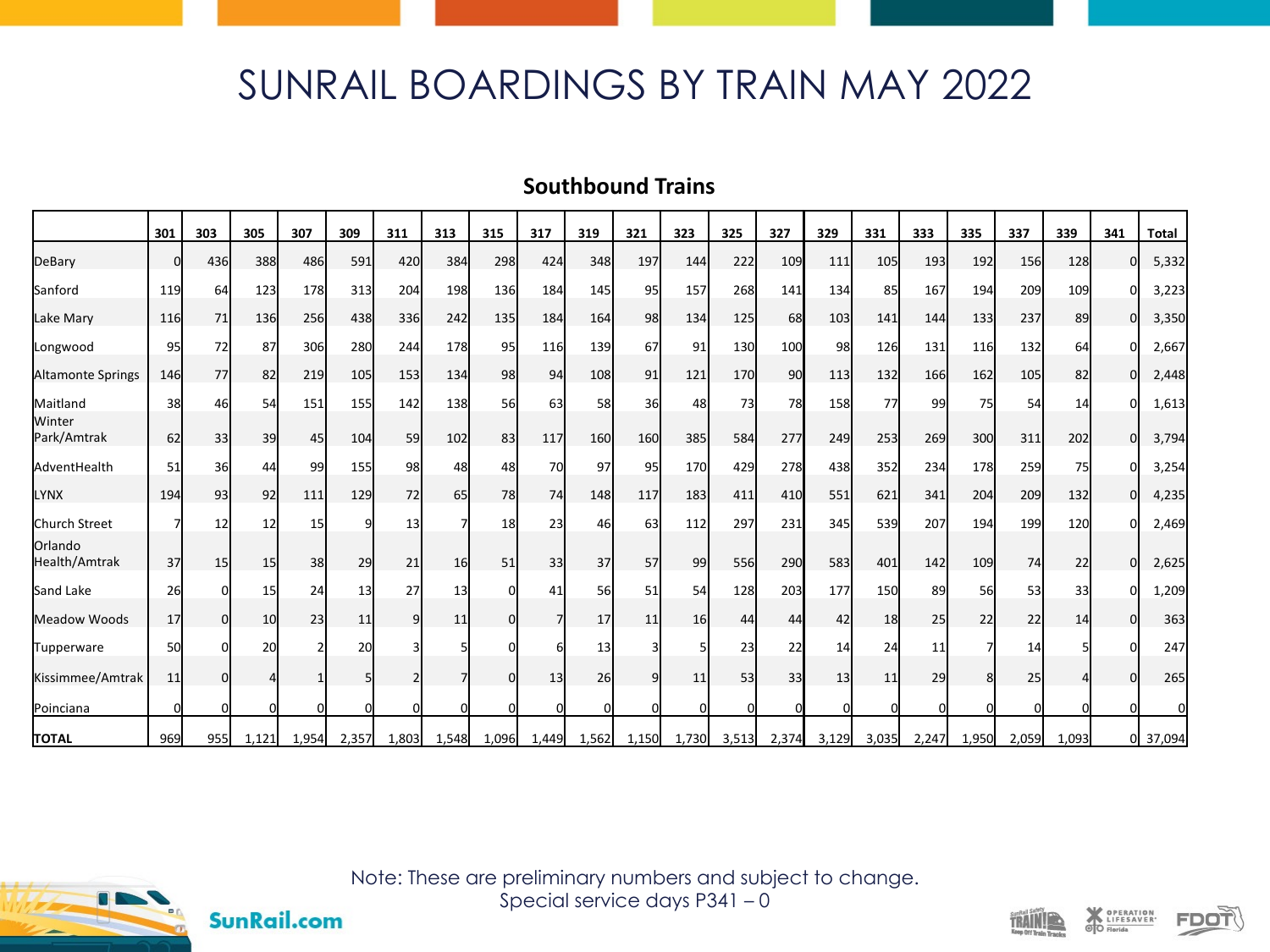# SUNRAIL BOARDINGS BY TRAIN MAY 2022

## Southbound Trains

| | 301 | 303 | 305 | 307 | 309 | 311 | 313 | 315 | 317 | 319 | 321 | 323 | 325 | 327 | 329 | 331 | 333 | 335 | 337 | 339 | 341 | Total |
|---|---|---|---|---|---|---|---|---|---|---|---|---|---|---|---|---|---|---|---|---|---|---|
| DeBary | 0 | 436 | 388 | 486 | 591 | 420 | 384 | 298 | 424 | 348 | 197 | 144 | 222 | 109 | 111 | 105 | 193 | 192 | 156 | 128 | 0 | 5,332 |
| Sanford | 119 | 64 | 123 | 178 | 313 | 204 | 198 | 136 | 184 | 145 | 95 | 157 | 268 | 141 | 134 | 85 | 167 | 194 | 209 | 109 | 0 | 3,223 |
| Lake Mary | 116 | 71 | 136 | 256 | 438 | 336 | 242 | 135 | 184 | 164 | 98 | 134 | 125 | 68 | 103 | 141 | 144 | 133 | 237 | 89 | 0 | 3,350 |
| Longwood | 95 | 72 | 87 | 306 | 280 | 244 | 178 | 95 | 116 | 139 | 67 | 91 | 130 | 100 | 98 | 126 | 131 | 116 | 132 | 64 | 0 | 2,667 |
| Altamonte Springs | 146 | 77 | 82 | 219 | 105 | 153 | 134 | 98 | 94 | 108 | 91 | 121 | 170 | 90 | 113 | 132 | 166 | 162 | 105 | 82 | 0 | 2,448 |
| Maitland | 38 | 46 | 54 | 151 | 155 | 142 | 138 | 56 | 63 | 58 | 36 | 48 | 73 | 78 | 158 | 77 | 99 | 75 | 54 | 14 | 0 | 1,613 |
| Winter Park/Amtrak | 62 | 33 | 39 | 45 | 104 | 59 | 102 | 83 | 117 | 160 | 160 | 385 | 584 | 277 | 249 | 253 | 269 | 300 | 311 | 202 | 0 | 3,794 |
| AdventHealth | 51 | 36 | 44 | 99 | 155 | 98 | 48 | 48 | 70 | 97 | 95 | 170 | 429 | 278 | 438 | 352 | 234 | 178 | 259 | 75 | 0 | 3,254 |
| LYNX | 194 | 93 | 92 | 111 | 129 | 72 | 65 | 78 | 74 | 148 | 117 | 183 | 411 | 410 | 551 | 621 | 341 | 204 | 209 | 132 | 0 | 4,235 |
| Church Street | 7 | 12 | 12 | 15 | 9 | 13 | 7 | 18 | 23 | 46 | 63 | 112 | 297 | 231 | 345 | 539 | 207 | 194 | 199 | 120 | 0 | 2,469 |
| Orlando Health/Amtrak | 37 | 15 | 15 | 38 | 29 | 21 | 16 | 51 | 33 | 37 | 57 | 99 | 556 | 290 | 583 | 401 | 142 | 109 | 74 | 22 | 0 | 2,625 |
| Sand Lake | 26 | 0 | 15 | 24 | 13 | 27 | 13 | 0 | 41 | 56 | 51 | 54 | 128 | 203 | 177 | 150 | 89 | 56 | 53 | 33 | 0 | 1,209 |
| Meadow Woods | 17 | 0 | 10 | 23 | 11 | 9 | 11 | 0 | 7 | 17 | 11 | 16 | 44 | 44 | 42 | 18 | 25 | 22 | 22 | 14 | 0 | 363 |
| Tupperware | 50 | 0 | 20 | 2 | 20 | 3 | 5 | 0 | 6 | 13 | 3 | 5 | 23 | 22 | 14 | 24 | 11 | 7 | 14 | 5 | 0 | 247 |
| Kissimmee/Amtrak | 11 | 0 | 4 | 1 | 5 | 2 | 7 | 0 | 13 | 26 | 9 | 11 | 53 | 33 | 13 | 11 | 29 | 8 | 25 | 4 | 0 | 265 |
| Poinciana | 0 | 0 | 0 | 0 | 0 | 0 | 0 | 0 | 0 | 0 | 0 | 0 | 0 | 0 | 0 | 0 | 0 | 0 | 0 | 0 | 0 | 0 |
| **TOTAL** | 969 | 955 | 1,121 | 1,954 | 2,357 | 1,803 | 1,548 | 1,096 | 1,449 | 1,562 | 1,150 | 1,730 | 3,513 | 2,374 | 3,129 | 3,035 | 2,247 | 1,950 | 2,059 | 1,093 | 0 | 37,094 |

Note: These are preliminary numbers and subject to change.
Special service days P341 – 0

SunRail.com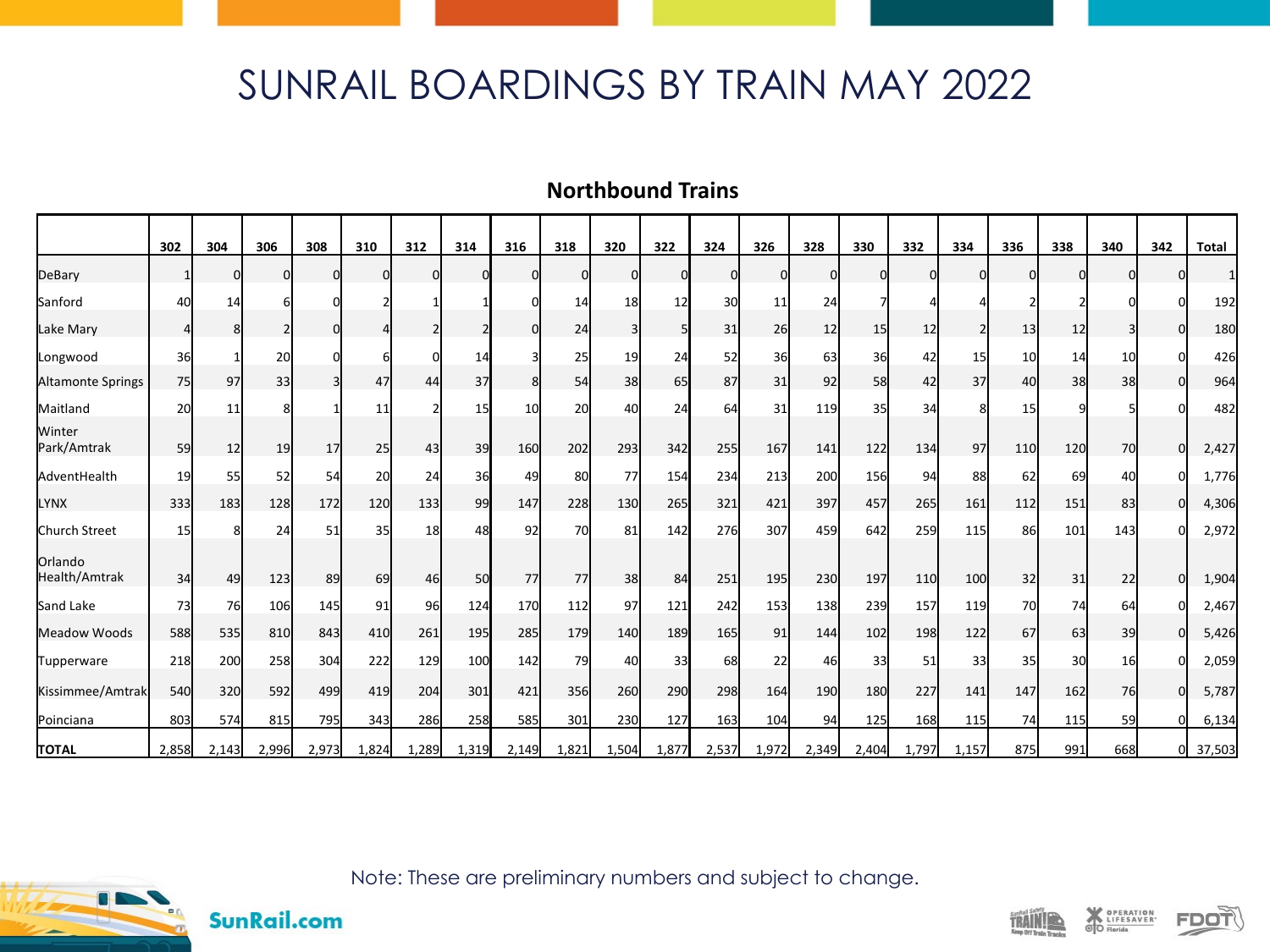# SUNRAIL BOARDINGS BY TRAIN MAY 2022

## Northbound Trains

| | 302 | 304 | 306 | 308 | 310 | 312 | 314 | 316 | 318 | 320 | 322 | 324 | 326 | 328 | 330 | 332 | 334 | 336 | 338 | 340 | 342 | Total |
|---|---|---|---|---|---|---|---|---|---|---|---|---|---|---|---|---|---|---|---|---|---|---|
| DeBary | 1 | 0 | 0 | 0 | 0 | 0 | 0 | 0 | 0 | 0 | 0 | 0 | 0 | 0 | 0 | 0 | 0 | 0 | 0 | 0 | 0 | 1 |
| Sanford | 40 | 14 | 6 | 0 | 2 | 1 | 1 | 0 | 14 | 18 | 12 | 30 | 11 | 24 | 7 | 4 | 4 | 2 | 2 | 0 | 0 | 192 |
| Lake Mary | 4 | 8 | 2 | 0 | 4 | 2 | 2 | 0 | 24 | 3 | 5 | 31 | 26 | 12 | 15 | 12 | 2 | 13 | 12 | 3 | 0 | 180 |
| Longwood | 36 | 1 | 20 | 0 | 6 | 0 | 14 | 3 | 25 | 19 | 24 | 52 | 36 | 63 | 36 | 42 | 15 | 10 | 14 | 10 | 0 | 426 |
| Altamonte Springs | 75 | 97 | 33 | 3 | 47 | 44 | 37 | 8 | 54 | 38 | 65 | 87 | 31 | 92 | 58 | 42 | 37 | 40 | 38 | 38 | 0 | 964 |
| Maitland | 20 | 11 | 8 | 1 | 11 | 2 | 15 | 10 | 20 | 40 | 24 | 64 | 31 | 119 | 35 | 34 | 8 | 15 | 9 | 5 | 0 | 482 |
| Winter Park/Amtrak | 59 | 12 | 19 | 17 | 25 | 43 | 39 | 160 | 202 | 293 | 342 | 255 | 167 | 141 | 122 | 134 | 97 | 110 | 120 | 70 | 0 | 2,427 |
| AdventHealth | 19 | 55 | 52 | 54 | 20 | 24 | 36 | 49 | 80 | 77 | 154 | 234 | 213 | 200 | 156 | 94 | 88 | 62 | 69 | 40 | 0 | 1,776 |
| LYNX | 333 | 183 | 128 | 172 | 120 | 133 | 99 | 147 | 228 | 130 | 265 | 321 | 421 | 397 | 457 | 265 | 161 | 112 | 151 | 83 | 0 | 4,306 |
| Church Street | 15 | 8 | 24 | 51 | 35 | 18 | 48 | 92 | 70 | 81 | 142 | 276 | 307 | 459 | 642 | 259 | 115 | 86 | 101 | 143 | 0 | 2,972 |
| Orlando Health/Amtrak | 34 | 49 | 123 | 89 | 69 | 46 | 50 | 77 | 77 | 38 | 84 | 251 | 195 | 230 | 197 | 110 | 100 | 32 | 31 | 22 | 0 | 1,904 |
| Sand Lake | 73 | 76 | 106 | 145 | 91 | 96 | 124 | 170 | 112 | 97 | 121 | 242 | 153 | 138 | 239 | 157 | 119 | 70 | 74 | 64 | 0 | 2,467 |
| Meadow Woods | 588 | 535 | 810 | 843 | 410 | 261 | 195 | 285 | 179 | 140 | 189 | 165 | 91 | 144 | 102 | 198 | 122 | 67 | 63 | 39 | 0 | 5,426 |
| Tupperware | 218 | 200 | 258 | 304 | 222 | 129 | 100 | 142 | 79 | 40 | 33 | 68 | 22 | 46 | 33 | 51 | 33 | 35 | 30 | 16 | 0 | 2,059 |
| Kissimmee/Amtrak | 540 | 320 | 592 | 499 | 419 | 204 | 301 | 421 | 356 | 260 | 290 | 298 | 164 | 190 | 180 | 227 | 141 | 147 | 162 | 76 | 0 | 5,787 |
| Poinciana | 803 | 574 | 815 | 795 | 343 | 286 | 258 | 585 | 301 | 230 | 127 | 163 | 104 | 94 | 125 | 168 | 115 | 74 | 115 | 59 | 0 | 6,134 |
| **TOTAL** | 2,858 | 2,143 | 2,996 | 2,973 | 1,824 | 1,289 | 1,319 | 2,149 | 1,821 | 1,504 | 1,877 | 2,537 | 1,972 | 2,349 | 2,404 | 1,797 | 1,157 | 875 | 991 | 668 | 0 | 37,503 |

Note: These are preliminary numbers and subject to change.

SunRail.com